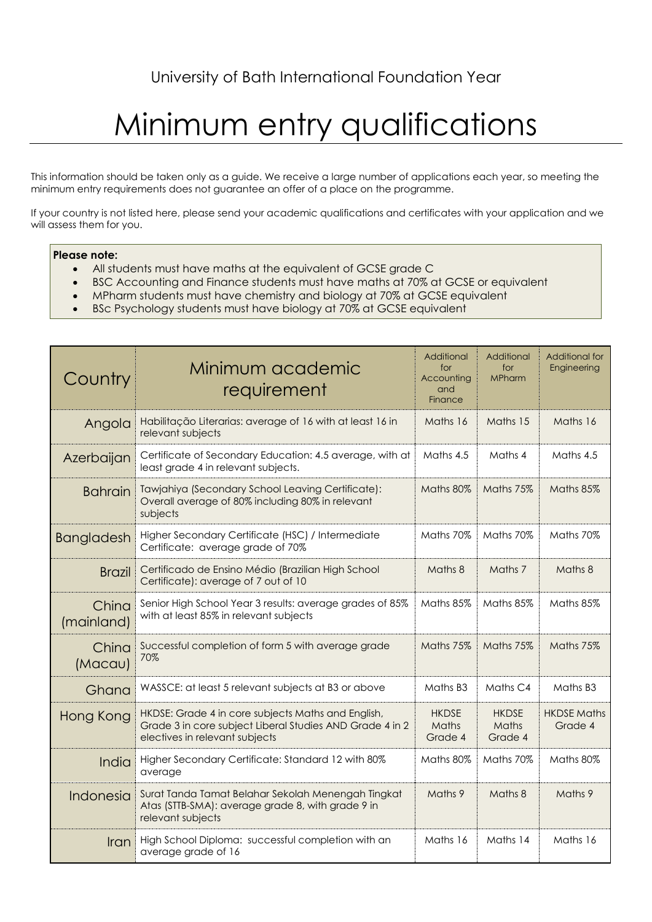University of Bath International Foundation Year

# Minimum entry qualifications

This information should be taken only as a guide. We receive a large number of applications each year, so meeting the minimum entry requirements does not guarantee an offer of a place on the programme.

If your country is not listed here, please send your academic qualifications and certificates with your application and we will assess them for you.

**Please note:**

- All students must have maths at the equivalent of GCSE grade C
- BSC Accounting and Finance students must have maths at 70% at GCSE or equivalent
- MPharm students must have chemistry and biology at 70% at GCSE equivalent
- BSc Psychology students must have biology at 70% at GCSE equivalent

| Country | Minimum academic requirement | Additional for Accounting and Finance | Additional for MPharm | Additional for Engineering |
|---|---|---|---|---|
| Angola | Habilitação Literarias: average of 16 with at least 16 in relevant subjects | Maths 16 | Maths 15 | Maths 16 |
| Azerbaijan | Certificate of Secondary Education: 4.5 average, with at least grade 4 in relevant subjects. | Maths 4.5 | Maths 4 | Maths 4.5 |
| Bahrain | Tawjahiya (Secondary School Leaving Certificate): Overall average of 80% including 80% in relevant subjects | Maths 80% | Maths 75% | Maths 85% |
| Bangladesh | Higher Secondary Certificate (HSC) / Intermediate Certificate: average grade of 70% | Maths 70% | Maths 70% | Maths 70% |
| Brazil | Certificado de Ensino Médio (Brazilian High School Certificate): average of 7 out of 10 | Maths 8 | Maths 7 | Maths 8 |
| China (mainland) | Senior High School Year 3 results: average grades of 85% with at least 85% in relevant subjects | Maths 85% | Maths 85% | Maths 85% |
| China (Macau) | Successful completion of form 5 with average grade 70% | Maths 75% | Maths 75% | Maths 75% |
| Ghana | WASSCE: at least 5 relevant subjects at B3 or above | Maths B3 | Maths C4 | Maths B3 |
| Hong Kong | HKDSE: Grade 4 in core subjects Maths and English, Grade 3 in core subject Liberal Studies AND Grade 4 in 2 electives in relevant subjects | HKDSE Maths Grade 4 | HKDSE Maths Grade 4 | HKDSE Maths Grade 4 |
| India | Higher Secondary Certificate: Standard 12 with 80% average | Maths 80% | Maths 70% | Maths 80% |
| Indonesia | Surat Tanda Tamat Belahar Sekolah Menengah Tingkat Atas (STTB-SMA): average grade 8, with grade 9 in relevant subjects | Maths 9 | Maths 8 | Maths 9 |
| Iran | High School Diploma: successful completion with an average grade of 16 | Maths 16 | Maths 14 | Maths 16 |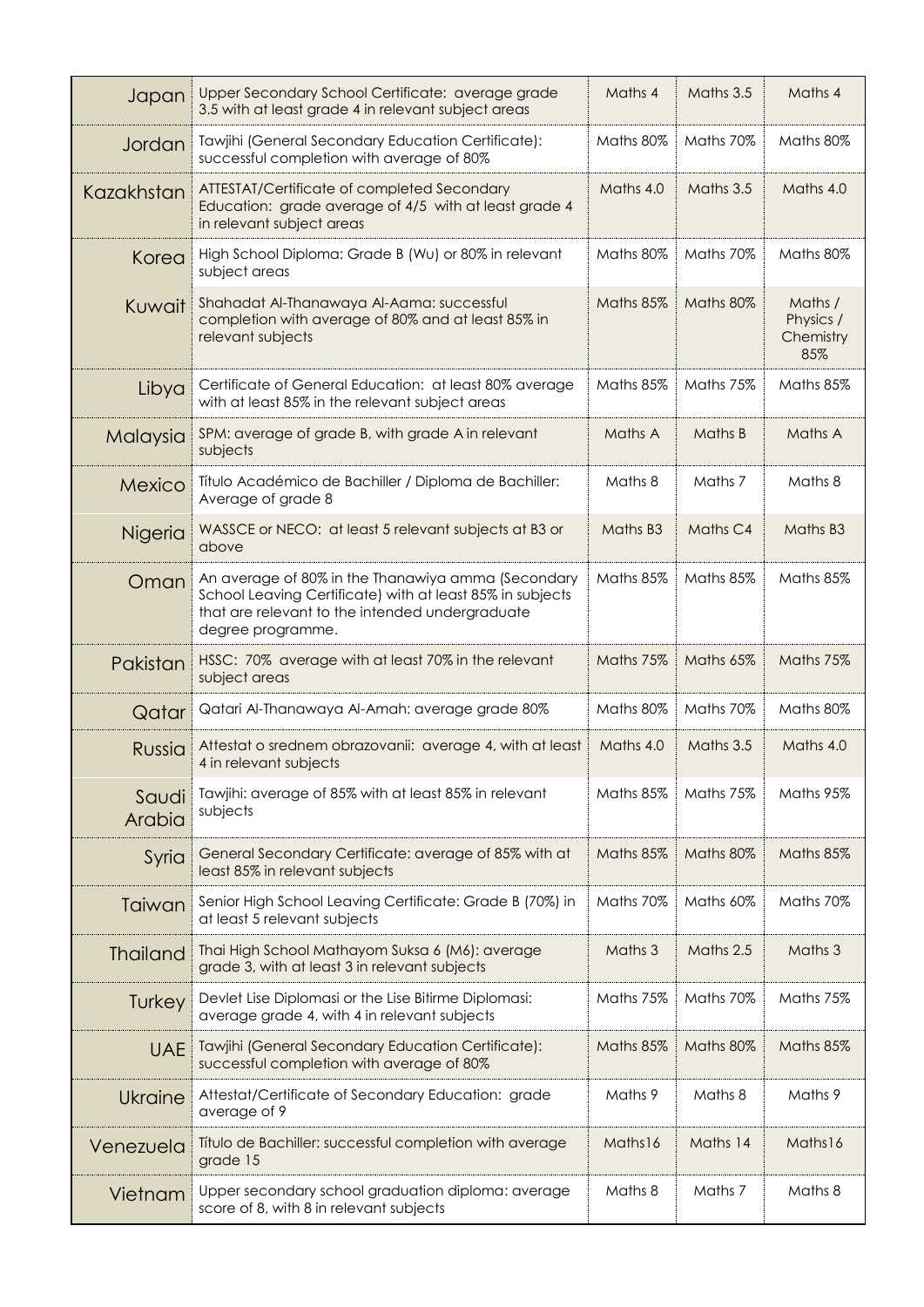| | | | | |
|---|---|---|---|---|
| Japan | Upper Secondary School Certificate: average grade 3.5 with at least grade 4 in relevant subject areas | Maths 4 | Maths 3.5 | Maths 4 |
| Jordan | Tawjihi (General Secondary Education Certificate): successful completion with average of 80% | Maths 80% | Maths 70% | Maths 80% |
| Kazakhstan | ATTESTAT/Certificate of completed Secondary Education: grade average of 4/5 with at least grade 4 in relevant subject areas | Maths 4.0 | Maths 3.5 | Maths 4.0 |
| Korea | High School Diploma: Grade B (Wu) or 80% in relevant subject areas | Maths 80% | Maths 70% | Maths 80% |
| Kuwait | Shahadat Al-Thanawaya Al-Aama: successful completion with average of 80% and at least 85% in relevant subjects | Maths 85% | Maths 80% | Maths / Physics / Chemistry 85% |
| Libya | Certificate of General Education: at least 80% average with at least 85% in the relevant subject areas | Maths 85% | Maths 75% | Maths 85% |
| Malaysia | SPM: average of grade B, with grade A in relevant subjects | Maths A | Maths B | Maths A |
| Mexico | Título Académico de Bachiller / Diploma de Bachiller: Average of grade 8 | Maths 8 | Maths 7 | Maths 8 |
| Nigeria | WASSCE or NECO: at least 5 relevant subjects at B3 or above | Maths B3 | Maths C4 | Maths B3 |
| Oman | An average of 80% in the Thanawiya amma (Secondary School Leaving Certificate) with at least 85% in subjects that are relevant to the intended undergraduate degree programme. | Maths 85% | Maths 85% | Maths 85% |
| Pakistan | HSSC: 70% average with at least 70% in the relevant subject areas | Maths 75% | Maths 65% | Maths 75% |
| Qatar | Qatari Al-Thanawaya Al-Amah: average grade 80% | Maths 80% | Maths 70% | Maths 80% |
| Russia | Attestat o srednem obrazovanii: average 4, with at least 4 in relevant subjects | Maths 4.0 | Maths 3.5 | Maths 4.0 |
| Saudi Arabia | Tawjihi: average of 85% with at least 85% in relevant subjects | Maths 85% | Maths 75% | Maths 95% |
| Syria | General Secondary Certificate: average of 85% with at least 85% in relevant subjects | Maths 85% | Maths 80% | Maths 85% |
| Taiwan | Senior High School Leaving Certificate: Grade B (70%) in at least 5 relevant subjects | Maths 70% | Maths 60% | Maths 70% |
| Thailand | Thai High School Mathayom Suksa 6 (M6): average grade 3, with at least 3 in relevant subjects | Maths 3 | Maths 2.5 | Maths 3 |
| Turkey | Devlet Lise Diplomasi or the Lise Bitirme Diplomasi: average grade 4, with 4 in relevant subjects | Maths 75% | Maths 70% | Maths 75% |
| UAE | Tawjihi (General Secondary Education Certificate): successful completion with average of 80% | Maths 85% | Maths 80% | Maths 85% |
| Ukraine | Attestat/Certificate of Secondary Education: grade average of 9 | Maths 9 | Maths 8 | Maths 9 |
| Venezuela | Titulo de Bachiller: successful completion with average grade 15 | Maths16 | Maths 14 | Maths16 |
| Vietnam | Upper secondary school graduation diploma: average score of 8, with 8 in relevant subjects | Maths 8 | Maths 7 | Maths 8 |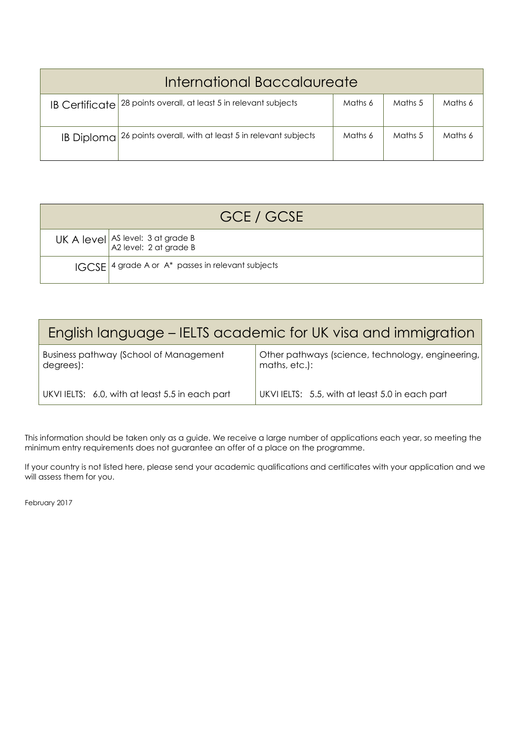| International Baccalaureate | | | | |
|---|---|---|---|---|
| IB Certificate | 28 points overall, at least 5 in relevant subjects | Maths 6 | Maths 5 | Maths 6 |
| IB Diploma | 26 points overall, with at least 5 in relevant subjects | Maths 6 | Maths 5 | Maths 6 |

| GCE / GCSE | |
|---|---|
| UK A level | AS level: 3 at grade B<br>A2 level: 2 at grade B |
| IGCSE | 4 grade A or A* passes in relevant subjects |

| English language – IELTS academic for UK visa and immigration | |
|---|---|
| Business pathway (School of Management degrees): | Other pathways (science, technology, engineering, maths, etc.): |
| UKVI IELTS: 6.0, with at least 5.5 in each part | UKVI IELTS: 5.5, with at least 5.0 in each part |

This information should be taken only as a guide. We receive a large number of applications each year, so meeting the minimum entry requirements does not guarantee an offer of a place on the programme.

If your country is not listed here, please send your academic qualifications and certificates with your application and we will assess them for you.

February 2017